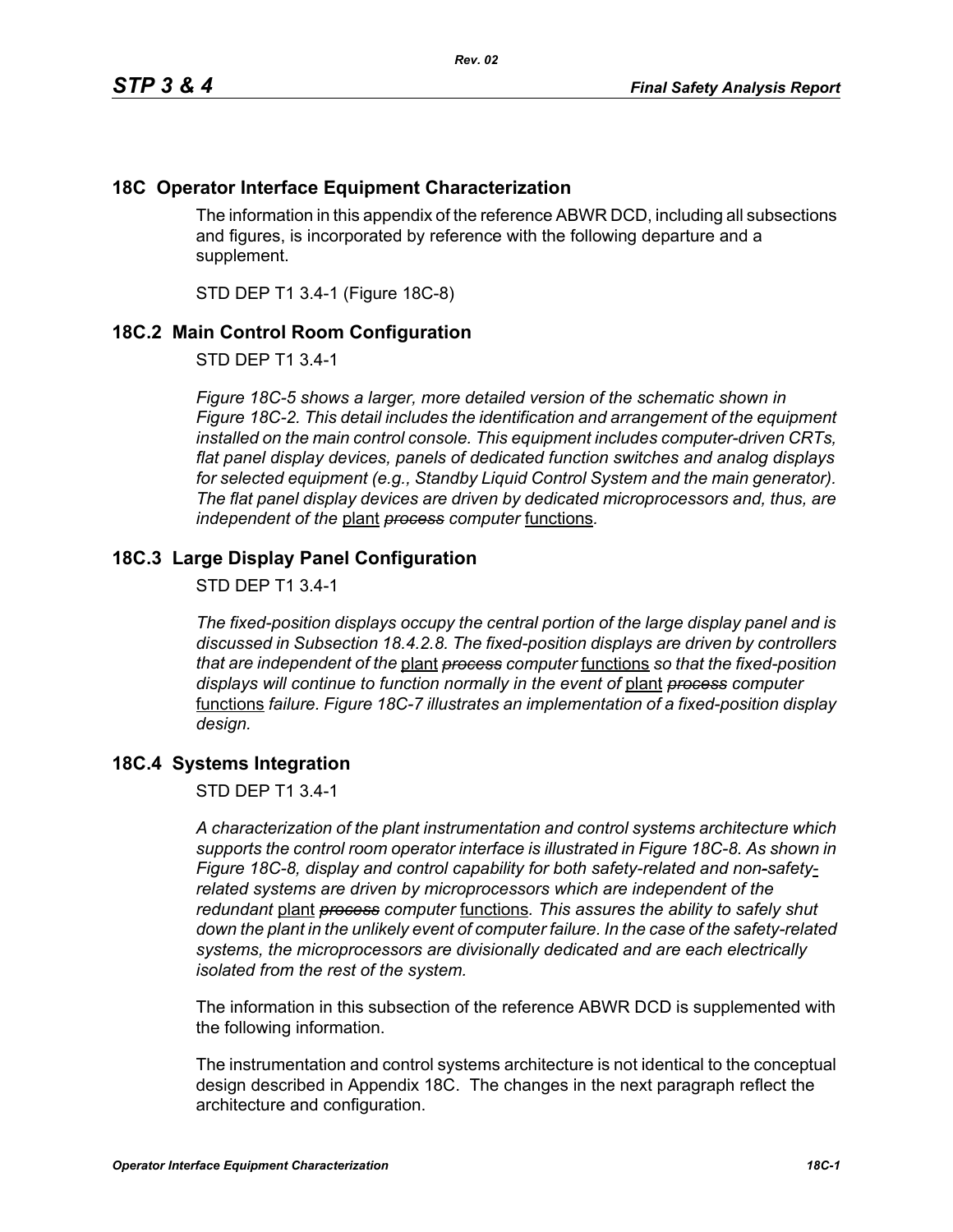## 18C Operator Interface Equipment Characterization

The information in this appendix of the reference ABWR DCD, including all subsections and figures, is incorporated by reference with the following departure and a supplement.

STD DEP T1 3.4-1 (Figure 18C-8)

## 18C.2 Main Control Room Configuration

STD DEP T1 3.4-1

*Figure 18C-5 shows a larger, more detailed version of the schematic shown in Figure 18C-2. This detail includes the identification and arrangement of the equipment installed on the main control console. This equipment includes computer-driven CRTs, flat panel display devices, panels of dedicated function switches and analog displays for selected equipment (e.g., Standby Liquid Control System and the main generator). The flat panel display devices are driven by dedicated microprocessors and, thus, are independent of the* plant ~~*process*~~ *computer* functions.

## 18C.3 Large Display Panel Configuration

STD DEP T1 3.4-1

*The fixed-position displays occupy the central portion of the large display panel and is discussed in Subsection 18.4.2.8. The fixed-position displays are driven by controllers that are independent of the* plant ~~*process*~~ *computer* functions *so that the fixed-position displays will continue to function normally in the event of* plant ~~*process*~~ *computer* functions *failure. Figure 18C-7 illustrates an implementation of a fixed-position display design.*

## 18C.4 Systems Integration

STD DEP T1 3.4-1

*A characterization of the plant instrumentation and control systems architecture which supports the control room operator interface is illustrated in Figure 18C-8. As shown in Figure 18C-8, display and control capability for both safety-related and non-safety-related systems are driven by microprocessors which are independent of the redundant* plant ~~*process*~~ *computer* functions*. This assures the ability to safely shut down the plant in the unlikely event of computer failure. In the case of the safety-related systems, the microprocessors are divisionally dedicated and are each electrically isolated from the rest of the system.*

The information in this subsection of the reference ABWR DCD is supplemented with the following information.

The instrumentation and control systems architecture is not identical to the conceptual design described in Appendix 18C. The changes in the next paragraph reflect the architecture and configuration.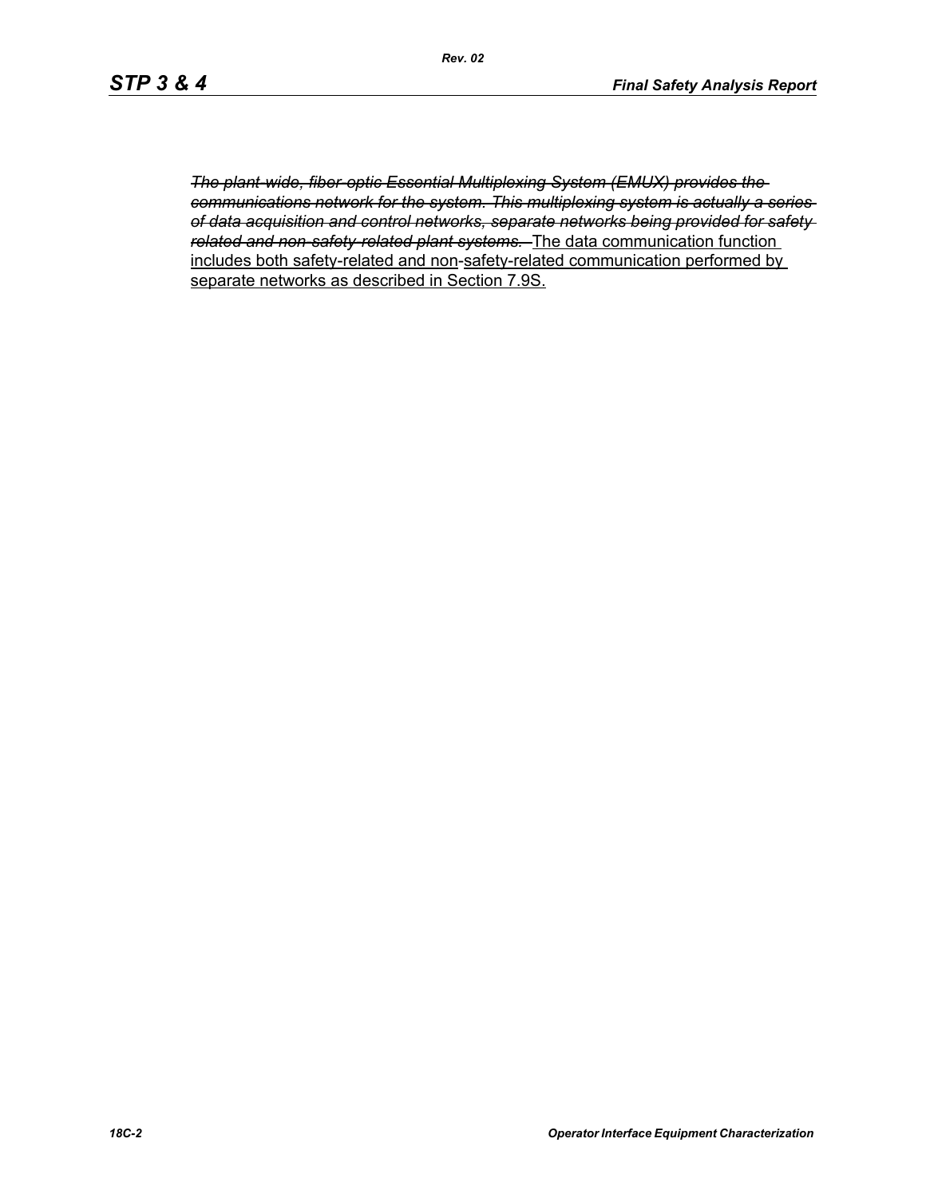~~*The plant-wide, fiber-optic Essential Multiplexing System (EMUX) provides the communications network for the system. This multiplexing system is actually a series of data acquisition and control networks, separate networks being provided for safety related and non-safety-related plant systems.*~~ <u>The data communication function includes both safety-related and non-safety-related communication performed by separate networks as described in Section 7.9S.</u>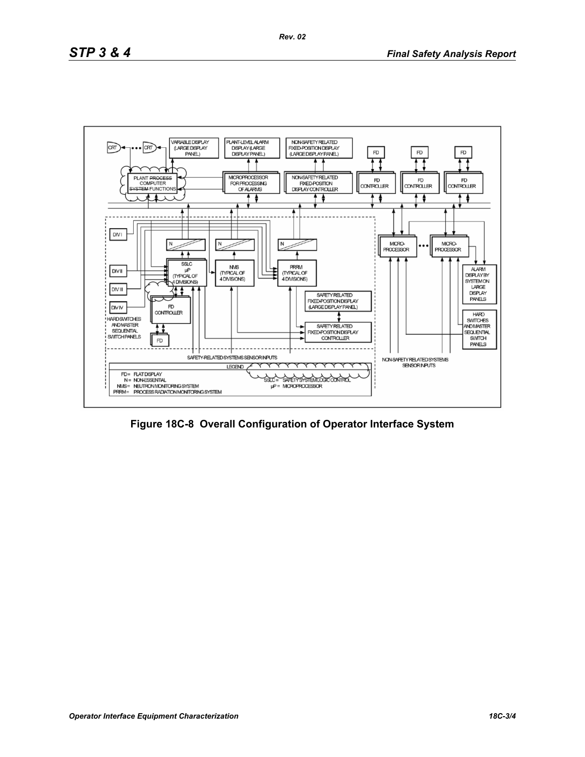VARIABLE DISPLAY (LARGE DISPLAY PANEL)

PLANT-LEVEL ALARM DISPLAY (LARGE DISPLAY PANEL)

NON-SAFETY RELATED FIXED-POSITION DISPLAY (LARGE DISPLAY PANEL)

CRT

CRT

FD

FD

FD

PLANT PROCESS COMPUTER SYSTEM FUNCTIONS

MICROPROCESSOR FOR PROCESSING OF ALARMS

NON-SAFETY RELATED FIXED-POSITION DISPLAY CONTROLLER

FD CONTROLLER

FD CONTROLLER

FD CONTROLLER

DIV I

DIV II

DIV III

DIV IV

N

N

N

SSLC µP (TYPICAL OF 4 DIVISIONS)

NMS (TYPICAL OF 4 DIVISIONS)

PRRM (TYPICAL OF 4 DIVISIONS)

MICRO-PROCESSOR

MICRO-PROCESSOR

ALARM DISPLAY BY SYSTEM ON LARGE DISPLAY PANELS

HARD SWITCHES AND MASTER SEQUENTIAL SWITCH PANELS

FD CONTROLLER

FD

HARD SWITCHES AND MASTER SEQUENTIAL SWITCH PANELS

SAFETY RELATED FIXED-POSITION DISPLAY (LARGE DISPLAY PANEL)

SAFETY RELATED FIXED-POSITION DISPLAY CONTROLLER

SAFETY-RELATED SYSTEMS SENSOR INPUTS

NON-SAFETY RELATED SYSTEMS SENSOR INPUTS

LEGEND

FD = FLAT DISPLAY
N = NON-ESSENTIAL
NMS = NEUTRON MONITORING SYSTEM
PRRM = PROCESS RADIATION MONITORING SYSTEM
SSLC = SAFETY SYSTEM LOGIC CONTROL
µP = MICROPROCESSOR

**Figure 18C-8 Overall Configuration of Operator Interface System**